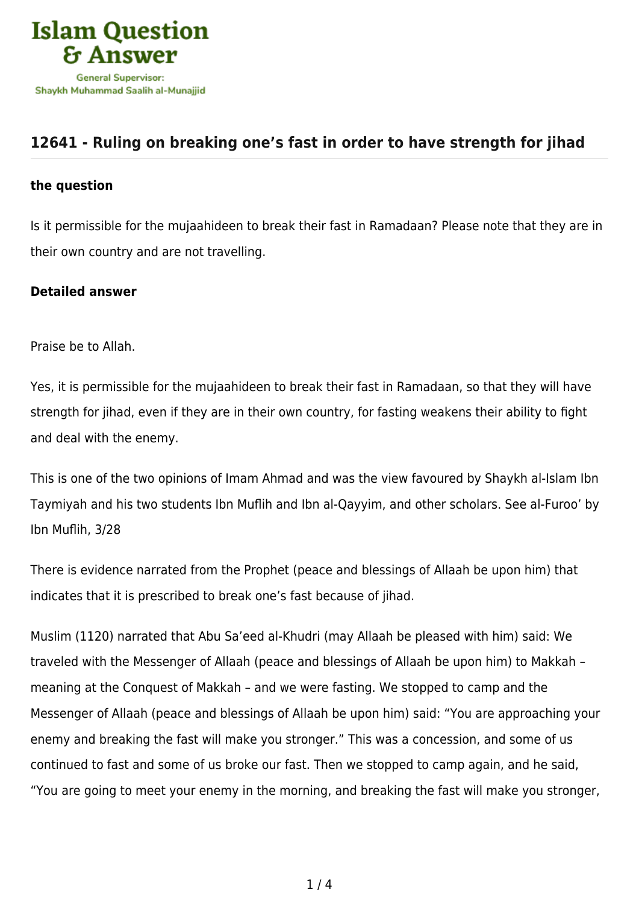Islam Question & Answer

General Supervisor: Shaykh Muhammad Saalih al-Munajjid

## 12641 - Ruling on breaking one's fast in order to have strength for jihad

**the question**

Is it permissible for the mujaahideen to break their fast in Ramadaan? Please note that they are in their own country and are not travelling.

**Detailed answer**

Praise be to Allah.

Yes, it is permissible for the mujaahideen to break their fast in Ramadaan, so that they will have strength for jihad, even if they are in their own country, for fasting weakens their ability to fight and deal with the enemy.

This is one of the two opinions of Imam Ahmad and was the view favoured by Shaykh al-Islam Ibn Taymiyah and his two students Ibn Muflih and Ibn al-Qayyim, and other scholars. See al-Furoo' by Ibn Muflih, 3/28

There is evidence narrated from the Prophet (peace and blessings of Allaah be upon him) that indicates that it is prescribed to break one's fast because of jihad.

Muslim (1120) narrated that Abu Sa'eed al-Khudri (may Allaah be pleased with him) said: We traveled with the Messenger of Allaah (peace and blessings of Allaah be upon him) to Makkah – meaning at the Conquest of Makkah – and we were fasting. We stopped to camp and the Messenger of Allaah (peace and blessings of Allaah be upon him) said: "You are approaching your enemy and breaking the fast will make you stronger." This was a concession, and some of us continued to fast and some of us broke our fast. Then we stopped to camp again, and he said, "You are going to meet your enemy in the morning, and breaking the fast will make you stronger,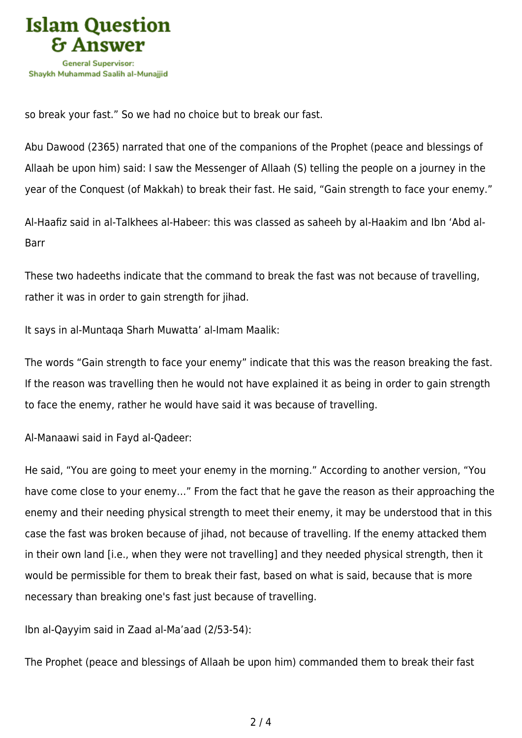so break your fast.” So we had no choice but to break our fast.

Abu Dawood (2365) narrated that one of the companions of the Prophet (peace and blessings of Allaah be upon him) said: I saw the Messenger of Allaah (S) telling the people on a journey in the year of the Conquest (of Makkah) to break their fast. He said, “Gain strength to face your enemy.”

Al-Haafiz said in al-Talkhees al-Habeer: this was classed as saheeh by al-Haakim and Ibn ‘Abd al-Barr

These two hadeeths indicate that the command to break the fast was not because of travelling, rather it was in order to gain strength for jihad.

It says in al-Muntaqa Sharh Muwatta’ al-Imam Maalik:

The words “Gain strength to face your enemy” indicate that this was the reason breaking the fast. If the reason was travelling then he would not have explained it as being in order to gain strength to face the enemy, rather he would have said it was because of travelling.

Al-Manaawi said in Fayd al-Qadeer:

He said, “You are going to meet your enemy in the morning.” According to another version, “You have come close to your enemy…” From the fact that he gave the reason as their approaching the enemy and their needing physical strength to meet their enemy, it may be understood that in this case the fast was broken because of jihad, not because of travelling. If the enemy attacked them in their own land [i.e., when they were not travelling] and they needed physical strength, then it would be permissible for them to break their fast, based on what is said, because that is more necessary than breaking one's fast just because of travelling.

Ibn al-Qayyim said in Zaad al-Ma’aad (2/53-54):

The Prophet (peace and blessings of Allaah be upon him) commanded them to break their fast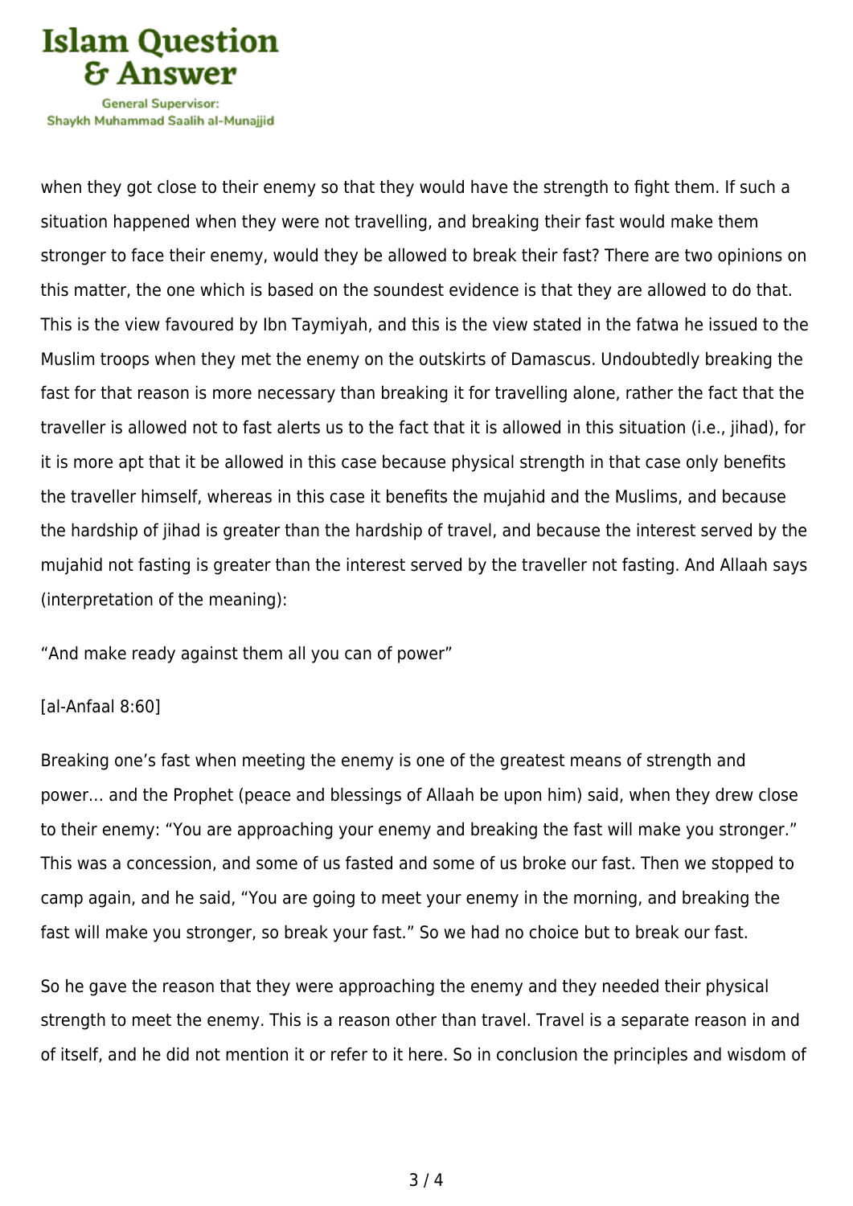when they got close to their enemy so that they would have the strength to fight them. If such a situation happened when they were not travelling, and breaking their fast would make them stronger to face their enemy, would they be allowed to break their fast? There are two opinions on this matter, the one which is based on the soundest evidence is that they are allowed to do that. This is the view favoured by Ibn Taymiyah, and this is the view stated in the fatwa he issued to the Muslim troops when they met the enemy on the outskirts of Damascus. Undoubtedly breaking the fast for that reason is more necessary than breaking it for travelling alone, rather the fact that the traveller is allowed not to fast alerts us to the fact that it is allowed in this situation (i.e., jihad), for it is more apt that it be allowed in this case because physical strength in that case only benefits the traveller himself, whereas in this case it benefits the mujahid and the Muslims, and because the hardship of jihad is greater than the hardship of travel, and because the interest served by the mujahid not fasting is greater than the interest served by the traveller not fasting. And Allaah says (interpretation of the meaning):

"And make ready against them all you can of power"

[al-Anfaal 8:60]

Breaking one's fast when meeting the enemy is one of the greatest means of strength and power… and the Prophet (peace and blessings of Allaah be upon him) said, when they drew close to their enemy: "You are approaching your enemy and breaking the fast will make you stronger." This was a concession, and some of us fasted and some of us broke our fast. Then we stopped to camp again, and he said, "You are going to meet your enemy in the morning, and breaking the fast will make you stronger, so break your fast." So we had no choice but to break our fast.

So he gave the reason that they were approaching the enemy and they needed their physical strength to meet the enemy. This is a reason other than travel. Travel is a separate reason in and of itself, and he did not mention it or refer to it here. So in conclusion the principles and wisdom of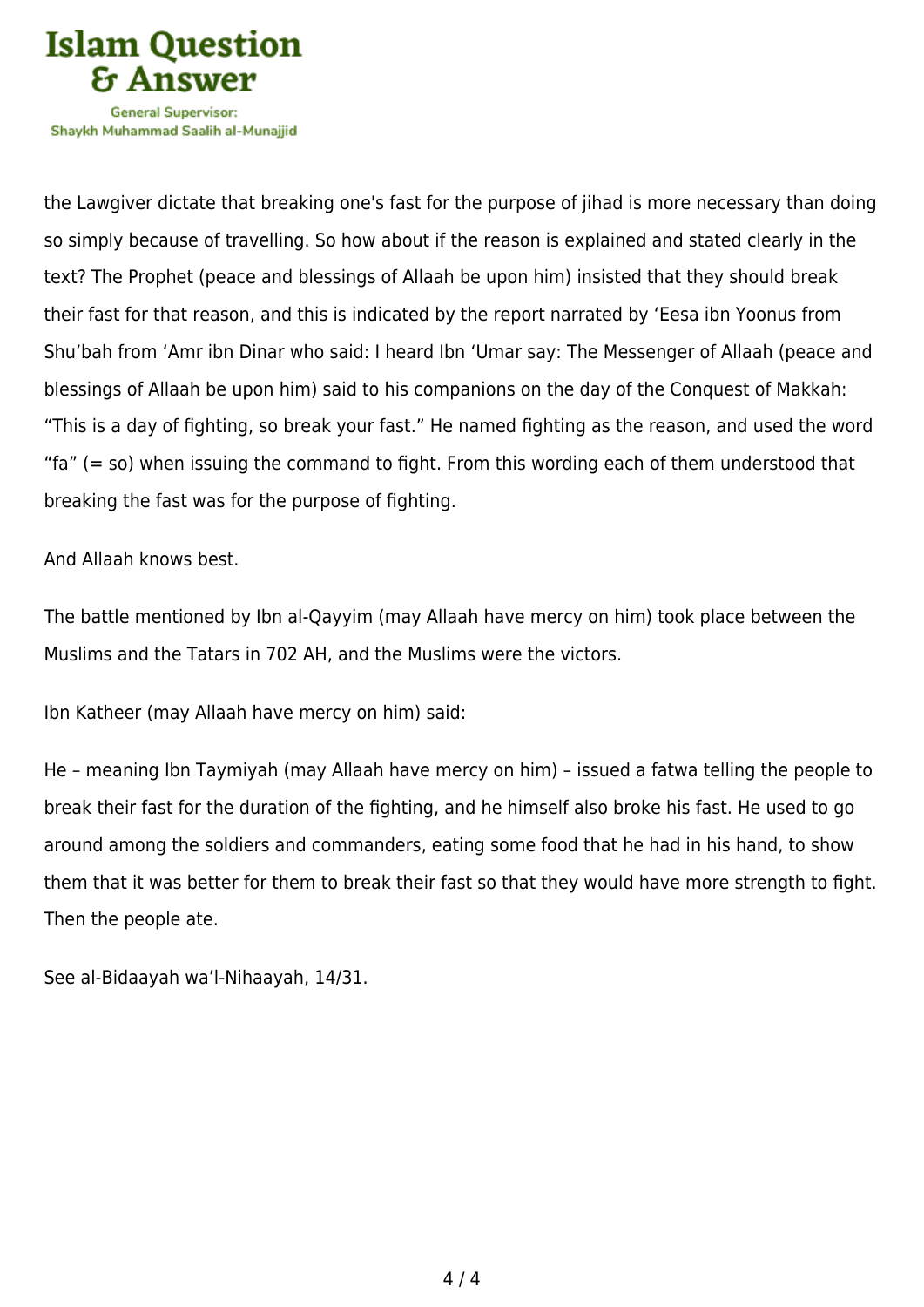the Lawgiver dictate that breaking one's fast for the purpose of jihad is more necessary than doing so simply because of travelling. So how about if the reason is explained and stated clearly in the text? The Prophet (peace and blessings of Allaah be upon him) insisted that they should break their fast for that reason, and this is indicated by the report narrated by 'Eesa ibn Yoonus from Shu'bah from 'Amr ibn Dinar who said: I heard Ibn 'Umar say: The Messenger of Allaah (peace and blessings of Allaah be upon him) said to his companions on the day of the Conquest of Makkah: "This is a day of fighting, so break your fast." He named fighting as the reason, and used the word "fa" (= so) when issuing the command to fight. From this wording each of them understood that breaking the fast was for the purpose of fighting.

And Allaah knows best.

The battle mentioned by Ibn al-Qayyim (may Allaah have mercy on him) took place between the Muslims and the Tatars in 702 AH, and the Muslims were the victors.

Ibn Katheer (may Allaah have mercy on him) said:

He – meaning Ibn Taymiyah (may Allaah have mercy on him) – issued a fatwa telling the people to break their fast for the duration of the fighting, and he himself also broke his fast. He used to go around among the soldiers and commanders, eating some food that he had in his hand, to show them that it was better for them to break their fast so that they would have more strength to fight. Then the people ate.

See al-Bidaayah wa'l-Nihaayah, 14/31.